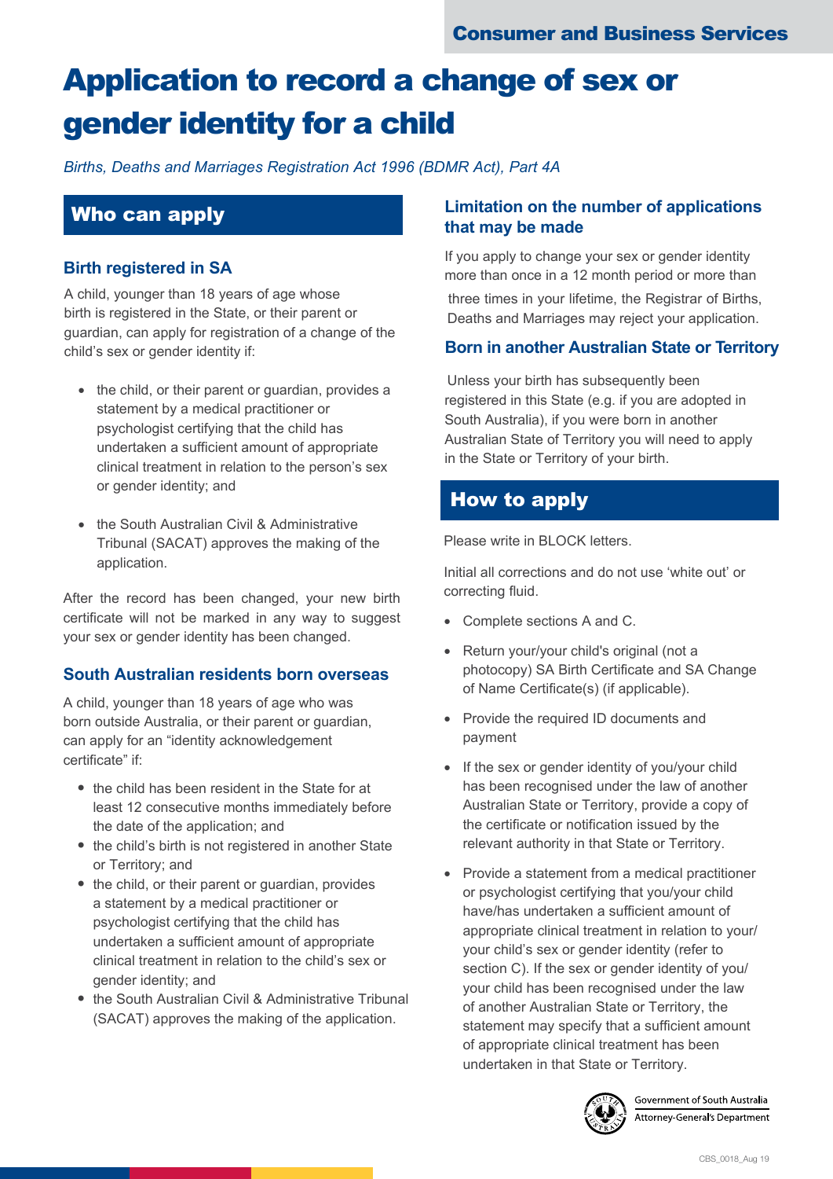Consumer and Business Services

# Application to record a change of sex or gender identity for a child

*Births, Deaths and Marriages Registration Act 1996 (BDMR Act), Part 4A*

## Who can apply

### Birth registered in SA

A child, younger than 18 years of age whose birth is registered in the State, or their parent or guardian, can apply for registration of a change of the child's sex or gender identity if:

- the child, or their parent or guardian, provides a statement by a medical practitioner or psychologist certifying that the child has undertaken a sufficient amount of appropriate clinical treatment in relation to the person's sex or gender identity; and
- the South Australian Civil & Administrative Tribunal (SACAT) approves the making of the application.

After the record has been changed, your new birth certificate will not be marked in any way to suggest your sex or gender identity has been changed.

### South Australian residents born overseas

A child, younger than 18 years of age who was born outside Australia, or their parent or guardian, can apply for an "identity acknowledgement certificate" if:

- the child has been resident in the State for at least 12 consecutive months immediately before the date of the application; and
- the child's birth is not registered in another State or Territory; and
- the child, or their parent or guardian, provides a statement by a medical practitioner or psychologist certifying that the child has undertaken a sufficient amount of appropriate clinical treatment in relation to the child's sex or gender identity; and
- the South Australian Civil & Administrative Tribunal (SACAT) approves the making of the application.

### Limitation on the number of applications that may be made

If you apply to change your sex or gender identity more than once in a 12 month period or more than three times in your lifetime, the Registrar of Births, Deaths and Marriages may reject your application.

### Born in another Australian State or Territory

Unless your birth has subsequently been registered in this State (e.g. if you are adopted in South Australia), if you were born in another Australian State of Territory you will need to apply in the State or Territory of your birth.

## How to apply

Please write in BLOCK letters.

Initial all corrections and do not use 'white out' or correcting fluid.

- Complete sections A and C.
- Return your/your child's original (not a photocopy) SA Birth Certificate and SA Change of Name Certificate(s) (if applicable).
- Provide the required ID documents and payment
- If the sex or gender identity of you/your child has been recognised under the law of another Australian State or Territory, provide a copy of the certificate or notification issued by the relevant authority in that State or Territory.
- Provide a statement from a medical practitioner or psychologist certifying that you/your child have/has undertaken a sufficient amount of appropriate clinical treatment in relation to your/ your child's sex or gender identity (refer to section C). If the sex or gender identity of you/ your child has been recognised under the law of another Australian State or Territory, the statement may specify that a sufficient amount of appropriate clinical treatment has been undertaken in that State or Territory.

Government of South Australia
Attorney-General's Department

CBS_0018_Aug 19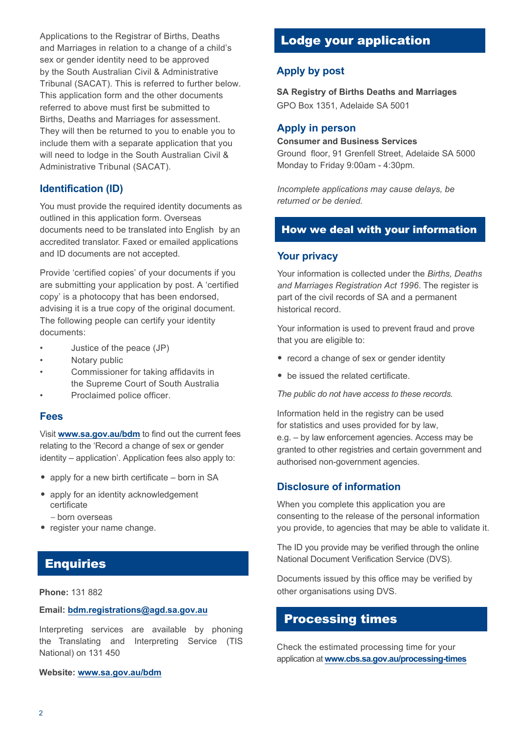Applications to the Registrar of Births, Deaths and Marriages in relation to a change of a child's sex or gender identity need to be approved by the South Australian Civil & Administrative Tribunal (SACAT). This is referred to further below. This application form and the other documents referred to above must first be submitted to Births, Deaths and Marriages for assessment. They will then be returned to you to enable you to include them with a separate application that you will need to lodge in the South Australian Civil & Administrative Tribunal (SACAT).

### Identification (ID)

You must provide the required identity documents as outlined in this application form. Overseas documents need to be translated into English by an accredited translator. Faxed or emailed applications and ID documents are not accepted.

Provide 'certified copies' of your documents if you are submitting your application by post. A 'certified copy' is a photocopy that has been endorsed, advising it is a true copy of the original document. The following people can certify your identity documents:

- Justice of the peace (JP)
- Notary public
- Commissioner for taking affidavits in the Supreme Court of South Australia
- Proclaimed police officer.

### Fees

Visit **www.sa.gov.au/bdm** to find out the current fees relating to the 'Record a change of sex or gender identity – application'. Application fees also apply to:

- apply for a new birth certificate – born in SA
- apply for an identity acknowledgement certificate – born overseas
- register your name change.

## Enquiries

**Phone:** 131 882

**Email:** **bdm.registrations@agd.sa.gov.au**

Interpreting services are available by phoning the Translating and Interpreting Service (TIS National) on 131 450

**Website:** **www.sa.gov.au/bdm**

## Lodge your application

### Apply by post

**SA Registry of Births Deaths and Marriages**
GPO Box 1351, Adelaide SA 5001

### Apply in person

**Consumer and Business Services**
Ground floor, 91 Grenfell Street, Adelaide SA 5000
Monday to Friday 9:00am - 4:30pm.

*Incomplete applications may cause delays, be returned or be denied.*

## How we deal with your information

### Your privacy

Your information is collected under the *Births, Deaths and Marriages Registration Act 1996*. The register is part of the civil records of SA and a permanent historical record.

Your information is used to prevent fraud and prove that you are eligible to:

- record a change of sex or gender identity
- be issued the related certificate.

*The public do not have access to these records.*

Information held in the registry can be used for statistics and uses provided for by law, e.g. – by law enforcement agencies. Access may be granted to other registries and certain government and authorised non-government agencies.

### Disclosure of information

When you complete this application you are consenting to the release of the personal information you provide, to agencies that may be able to validate it.

The ID you provide may be verified through the online National Document Verification Service (DVS).

Documents issued by this office may be verified by other organisations using DVS.

## Processing times

Check the estimated processing time for your application at **www.cbs.sa.gov.au/processing-times**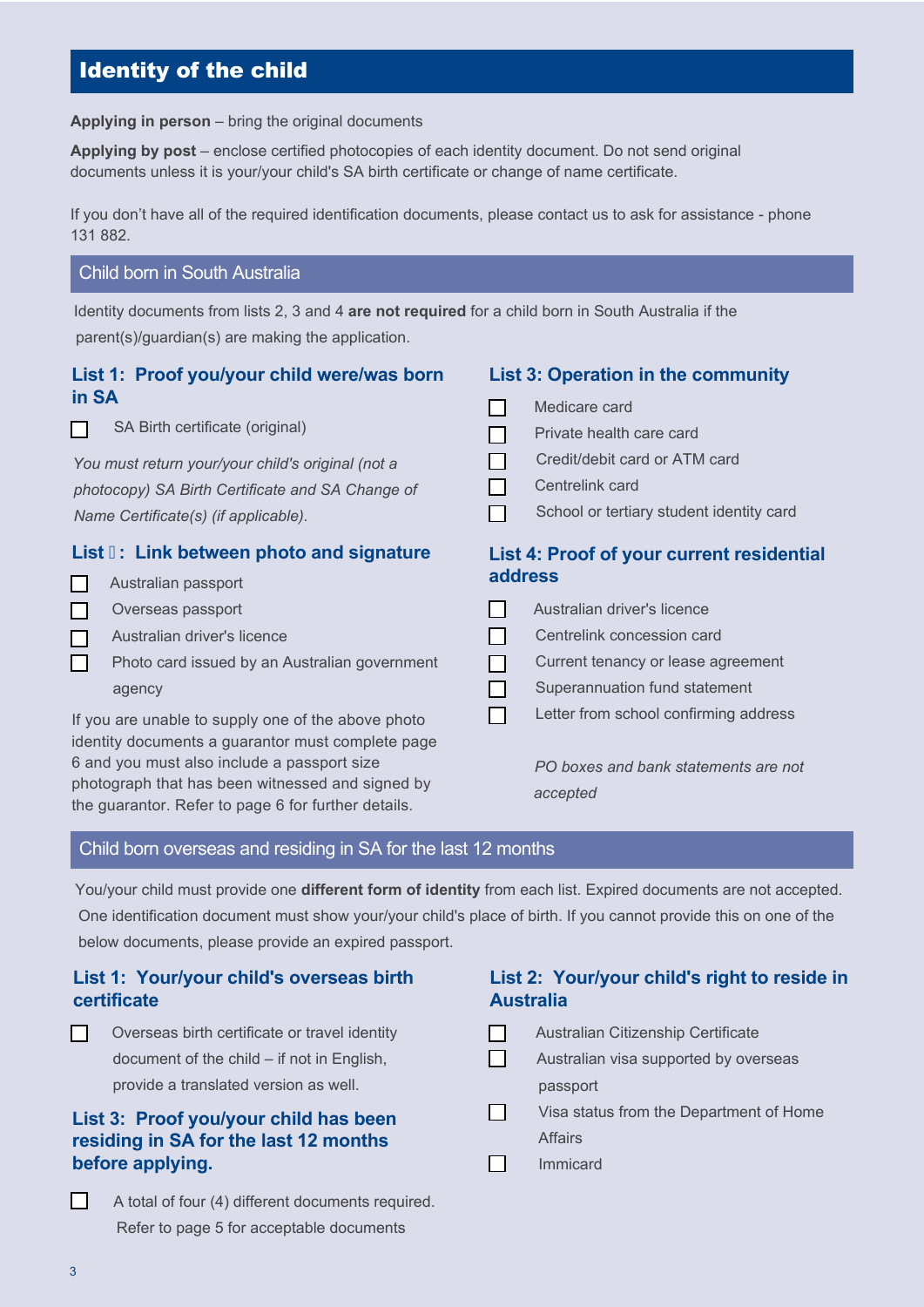# Identity of the child

**Applying in person** – bring the original documents

**Applying by post** – enclose certified photocopies of each identity document. Do not send original documents unless it is your/your child's SA birth certificate or change of name certificate.

If you don't have all of the required identification documents, please contact us to ask for assistance - phone 131 882.

## Child born in South Australia

Identity documents from lists 2, 3 and 4 **are not required** for a child born in South Australia if the parent(s)/guardian(s) are making the application.

### List 1: Proof you/your child were/was born in SA

- ☐ SA Birth certificate (original)

*You must return your/your child's original (not a photocopy) SA Birth Certificate and SA Change of Name Certificate(s) (if applicable).*

### List : Link between photo and signature

- ☐ Australian passport
- ☐ Overseas passport
- ☐ Australian driver's licence
- ☐ Photo card issued by an Australian government agency

If you are unable to supply one of the above photo identity documents a guarantor must complete page 6 and you must also include a passport size photograph that has been witnessed and signed by the guarantor. Refer to page 6 for further details.

### List 3: Operation in the community

- ☐ Medicare card
- ☐ Private health care card
- ☐ Credit/debit card or ATM card
- ☐ Centrelink card
- ☐ School or tertiary student identity card

### List 4: Proof of your current residential address

- ☐ Australian driver's licence
- ☐ Centrelink concession card
- ☐ Current tenancy or lease agreement
- ☐ Superannuation fund statement
- ☐ Letter from school confirming address

*PO boxes and bank statements are not accepted*

## Child born overseas and residing in SA for the last 12 months

You/your child must provide one **different form of identity** from each list. Expired documents are not accepted. One identification document must show your/your child's place of birth. If you cannot provide this on one of the below documents, please provide an expired passport.

### List 1: Your/your child's overseas birth certificate

- ☐ Overseas birth certificate or travel identity document of the child – if not in English, provide a translated version as well.

### List 3: Proof you/your child has been residing in SA for the last 12 months before applying.

- ☐ A total of four (4) different documents required. Refer to page 5 for acceptable documents

### List 2: Your/your child's right to reside in Australia

- ☐ Australian Citizenship Certificate
- ☐ Australian visa supported by overseas passport
- ☐ Visa status from the Department of Home Affairs
- ☐ Immicard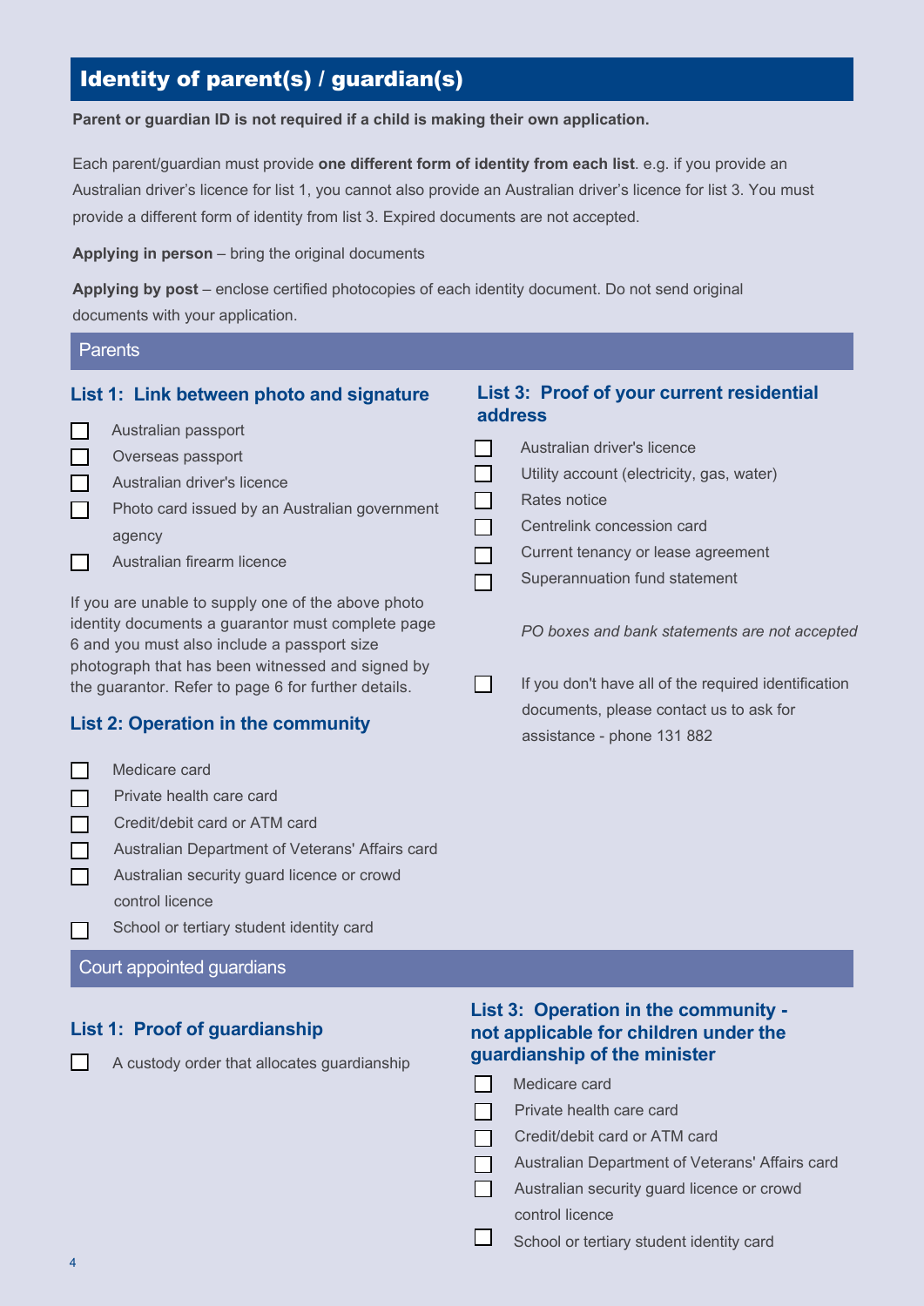## Identity of parent(s) / guardian(s)

**Parent or guardian ID is not required if a child is making their own application.**

Each parent/guardian must provide **one different form of identity from each list**. e.g. if you provide an Australian driver's licence for list 1, you cannot also provide an Australian driver's licence for list 3. You must provide a different form of identity from list 3. Expired documents are not accepted.

**Applying in person** – bring the original documents

**Applying by post** – enclose certified photocopies of each identity document. Do not send original documents with your application.

### Parents

#### List 1: Link between photo and signature

- ☐ Australian passport
- ☐ Overseas passport
- ☐ Australian driver's licence
- ☐ Photo card issued by an Australian government agency
- ☐ Australian firearm licence

If you are unable to supply one of the above photo identity documents a guarantor must complete page 6 and you must also include a passport size photograph that has been witnessed and signed by the guarantor. Refer to page 6 for further details.

#### List 2: Operation in the community

- ☐ Medicare card
- ☐ Private health care card
- ☐ Credit/debit card or ATM card
- ☐ Australian Department of Veterans' Affairs card
- ☐ Australian security guard licence or crowd control licence
- ☐ School or tertiary student identity card

#### List 3: Proof of your current residential address

- ☐ Australian driver's licence
- ☐ Utility account (electricity, gas, water)
- ☐ Rates notice
- ☐ Centrelink concession card
- ☐ Current tenancy or lease agreement
- ☐ Superannuation fund statement

*PO boxes and bank statements are not accepted*

- ☐ If you don't have all of the required identification documents, please contact us to ask for assistance - phone 131 882

### Court appointed guardians

#### List 1: Proof of guardianship

- ☐ A custody order that allocates guardianship

#### List 3: Operation in the community - not applicable for children under the guardianship of the minister

- ☐ Medicare card
- ☐ Private health care card
- ☐ Credit/debit card or ATM card
- ☐ Australian Department of Veterans' Affairs card
- ☐ Australian security guard licence or crowd control licence
- ☐ School or tertiary student identity card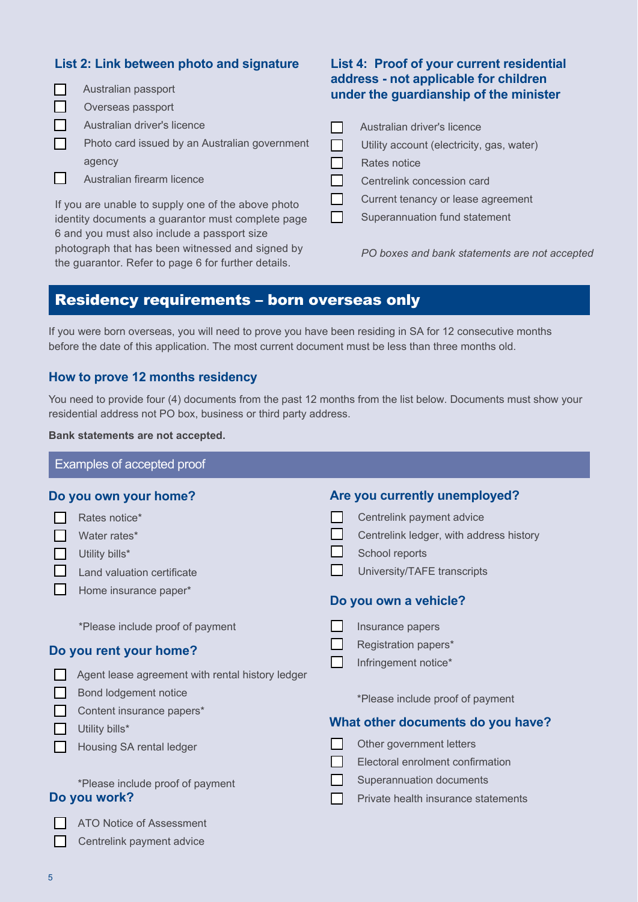### List 2: Link between photo and signature

- ☐ Australian passport
- ☐ Overseas passport
- ☐ Australian driver's licence
- ☐ Photo card issued by an Australian government agency
- ☐ Australian firearm licence

If you are unable to supply one of the above photo identity documents a guarantor must complete page 6 and you must also include a passport size photograph that has been witnessed and signed by the guarantor. Refer to page 6 for further details.

### List 4: Proof of your current residential address - not applicable for children under the guardianship of the minister

- ☐ Australian driver's licence
- ☐ Utility account (electricity, gas, water)
- ☐ Rates notice
- ☐ Centrelink concession card
- ☐ Current tenancy or lease agreement
- ☐ Superannuation fund statement

*PO boxes and bank statements are not accepted*

## Residency requirements – born overseas only

If you were born overseas, you will need to prove you have been residing in SA for 12 consecutive months before the date of this application. The most current document must be less than three months old.

### How to prove 12 months residency

You need to provide four (4) documents from the past 12 months from the list below. Documents must show your residential address not PO box, business or third party address.

**Bank statements are not accepted.**

#### Examples of accepted proof

### Do you own your home?

- ☐ Rates notice*
- ☐ Water rates*
- ☐ Utility bills*
- ☐ Land valuation certificate
- ☐ Home insurance paper*

*Please include proof of payment

### Do you rent your home?

- ☐ Agent lease agreement with rental history ledger
- ☐ Bond lodgement notice
- ☐ Content insurance papers*
- ☐ Utility bills*
- ☐ Housing SA rental ledger

*Please include proof of payment

### Do you work?

- ☐ ATO Notice of Assessment
- ☐ Centrelink payment advice

### Are you currently unemployed?

- ☐ Centrelink payment advice
- ☐ Centrelink ledger, with address history
- ☐ School reports
- ☐ University/TAFE transcripts

### Do you own a vehicle?

- ☐ Insurance papers
- ☐ Registration papers*
- ☐ Infringement notice*

*Please include proof of payment

### What other documents do you have?

- ☐ Other government letters
- ☐ Electoral enrolment confirmation
- ☐ Superannuation documents
- ☐ Private health insurance statements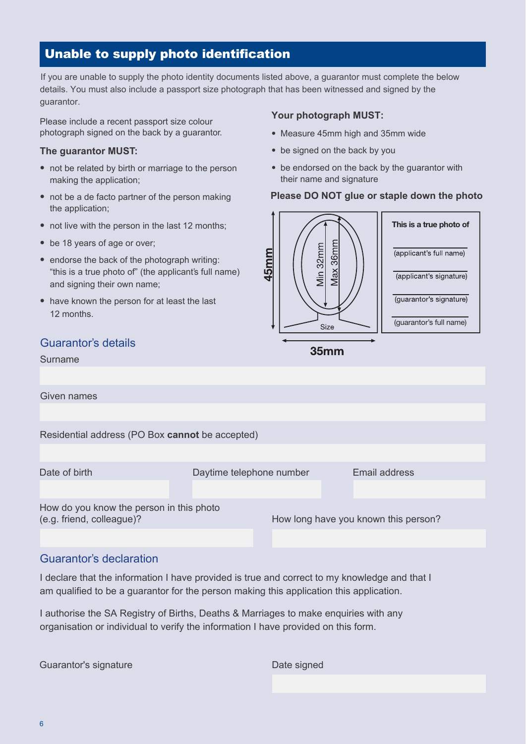## Unable to supply photo identification

If you are unable to supply the photo identity documents listed above, a guarantor must complete the below details. You must also include a passport size photograph that has been witnessed and signed by the guarantor.

Please include a recent passport size colour photograph signed on the back by a guarantor.

**The guarantor MUST:**

- not be related by birth or marriage to the person making the application;
- not be a de facto partner of the person making the application;
- not live with the person in the last 12 months;
- be 18 years of age or over;
- endorse the back of the photograph writing: "this is a true photo of" (the applicant's full name) and signing their own name;
- have known the person for at least the last 12 months.

**Your photograph MUST:**

- Measure 45mm high and 35mm wide
- be signed on the back by you
- be endorsed on the back by the guarantor with their name and signature

**Please DO NOT glue or staple down the photo**

45mm | Min 32mm | Max 36mm | Size | 35mm

**This is a true photo of**

(applicant's full name)

(applicant's signature)

(guarantor's signature)

(guarantor's full name)

### Guarantor's details

Surname

Given names

Residential address (PO Box **cannot** be accepted)

Date of birth

Daytime telephone number

Email address

How do you know the person in this photo (e.g. friend, colleague)?

How long have you known this person?

### Guarantor's declaration

I declare that the information I have provided is true and correct to my knowledge and that I am qualified to be a guarantor for the person making this application this application.

I authorise the SA Registry of Births, Deaths & Marriages to make enquiries with any organisation or individual to verify the information I have provided on this form.

Guarantor's signature

Date signed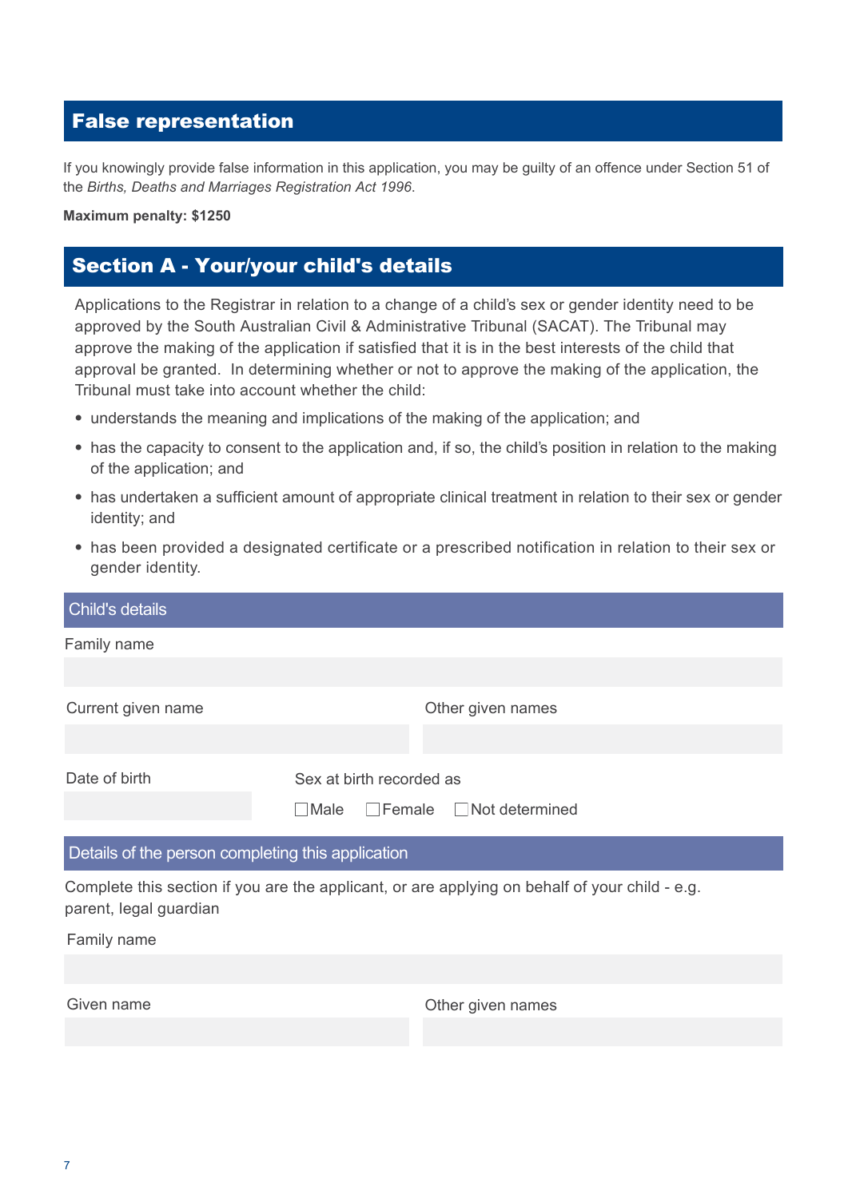## False representation

If you knowingly provide false information in this application, you may be guilty of an offence under Section 51 of the *Births, Deaths and Marriages Registration Act 1996*.

**Maximum penalty: $1250**

## Section A - Your/your child's details

Applications to the Registrar in relation to a change of a child's sex or gender identity need to be approved by the South Australian Civil & Administrative Tribunal (SACAT). The Tribunal may approve the making of the application if satisfied that it is in the best interests of the child that approval be granted. In determining whether or not to approve the making of the application, the Tribunal must take into account whether the child:

- understands the meaning and implications of the making of the application; and
- has the capacity to consent to the application and, if so, the child's position in relation to the making of the application; and
- has undertaken a sufficient amount of appropriate clinical treatment in relation to their sex or gender identity; and
- has been provided a designated certificate or a prescribed notification in relation to their sex or gender identity.

### Child's details

Family name

Current given name

Other given names

Date of birth

Sex at birth recorded as

☐ Male ☐ Female ☐ Not determined

### Details of the person completing this application

Complete this section if you are the applicant, or are applying on behalf of your child - e.g. parent, legal guardian

Family name

Given name

Other given names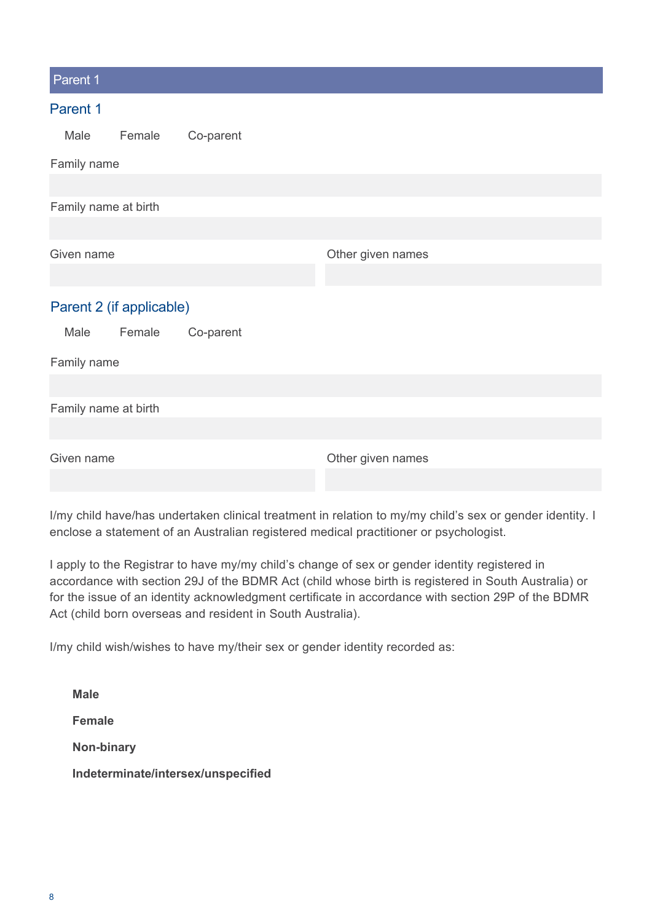## Parent 1

### Parent 1

Male Female Co-parent

Family name

Family name at birth

Given name

Other given names

### Parent 2 (if applicable)

Male Female Co-parent

Family name

Family name at birth

Given name

Other given names

I/my child have/has undertaken clinical treatment in relation to my/my child's sex or gender identity. I enclose a statement of an Australian registered medical practitioner or psychologist.

I apply to the Registrar to have my/my child's change of sex or gender identity registered in accordance with section 29J of the BDMR Act (child whose birth is registered in South Australia) or for the issue of an identity acknowledgment certificate in accordance with section 29P of the BDMR Act (child born overseas and resident in South Australia).

I/my child wish/wishes to have my/their sex or gender identity recorded as:

**Male**

**Female**

**Non-binary**

**Indeterminate/intersex/unspecified**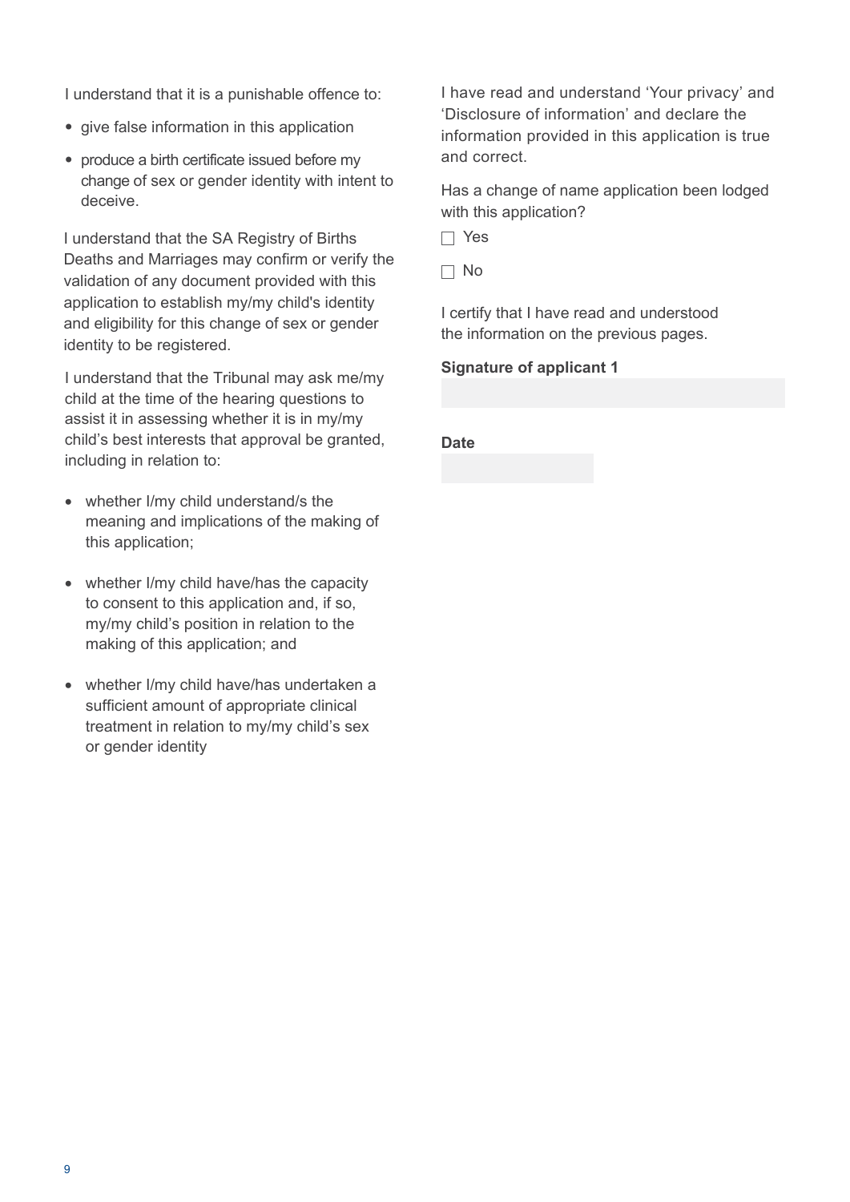I understand that it is a punishable offence to:

- give false information in this application
- produce a birth certificate issued before my change of sex or gender identity with intent to deceive.

I understand that the SA Registry of Births Deaths and Marriages may confirm or verify the validation of any document provided with this application to establish my/my child's identity and eligibility for this change of sex or gender identity to be registered.

I understand that the Tribunal may ask me/my child at the time of the hearing questions to assist it in assessing whether it is in my/my child's best interests that approval be granted, including in relation to:

- whether I/my child understand/s the meaning and implications of the making of this application;
- whether I/my child have/has the capacity to consent to this application and, if so, my/my child's position in relation to the making of this application; and
- whether I/my child have/has undertaken a sufficient amount of appropriate clinical treatment in relation to my/my child's sex or gender identity

I have read and understand 'Your privacy' and 'Disclosure of information' and declare the information provided in this application is true and correct.

Has a change of name application been lodged with this application?

☐ Yes

☐ No

I certify that I have read and understood the information on the previous pages.

**Signature of applicant 1**

**Date**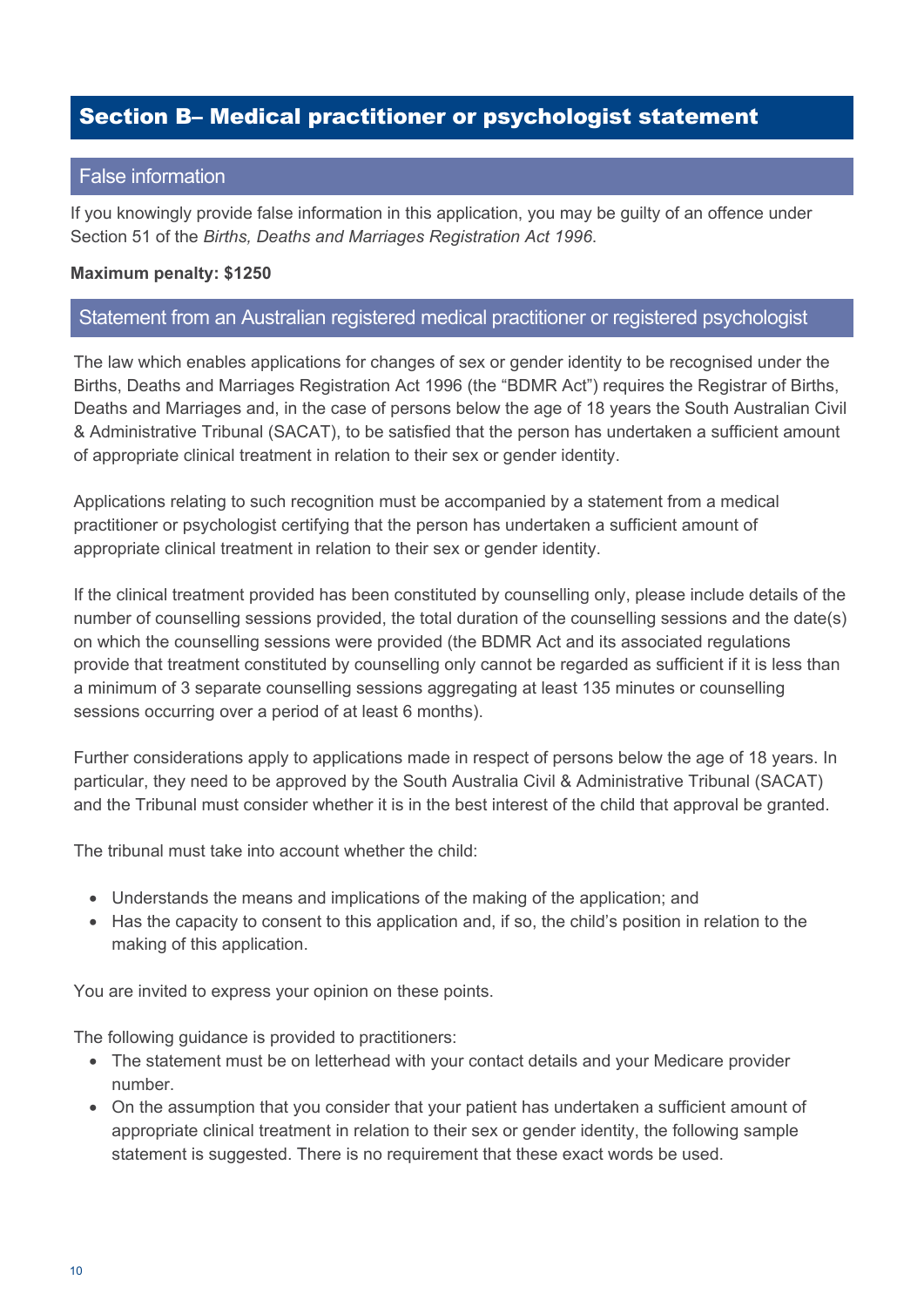# Section B– Medical practitioner or psychologist statement

## False information

If you knowingly provide false information in this application, you may be guilty of an offence under Section 51 of the *Births, Deaths and Marriages Registration Act 1996*.

**Maximum penalty: $1250**

## Statement from an Australian registered medical practitioner or registered psychologist

The law which enables applications for changes of sex or gender identity to be recognised under the Births, Deaths and Marriages Registration Act 1996 (the "BDMR Act") requires the Registrar of Births, Deaths and Marriages and, in the case of persons below the age of 18 years the South Australian Civil & Administrative Tribunal (SACAT), to be satisfied that the person has undertaken a sufficient amount of appropriate clinical treatment in relation to their sex or gender identity.

Applications relating to such recognition must be accompanied by a statement from a medical practitioner or psychologist certifying that the person has undertaken a sufficient amount of appropriate clinical treatment in relation to their sex or gender identity.

If the clinical treatment provided has been constituted by counselling only, please include details of the number of counselling sessions provided, the total duration of the counselling sessions and the date(s) on which the counselling sessions were provided (the BDMR Act and its associated regulations provide that treatment constituted by counselling only cannot be regarded as sufficient if it is less than a minimum of 3 separate counselling sessions aggregating at least 135 minutes or counselling sessions occurring over a period of at least 6 months).

Further considerations apply to applications made in respect of persons below the age of 18 years. In particular, they need to be approved by the South Australia Civil & Administrative Tribunal (SACAT) and the Tribunal must consider whether it is in the best interest of the child that approval be granted.

The tribunal must take into account whether the child:

- Understands the means and implications of the making of the application; and
- Has the capacity to consent to this application and, if so, the child's position in relation to the making of this application.

You are invited to express your opinion on these points.

The following guidance is provided to practitioners:

- The statement must be on letterhead with your contact details and your Medicare provider number.
- On the assumption that you consider that your patient has undertaken a sufficient amount of appropriate clinical treatment in relation to their sex or gender identity, the following sample statement is suggested. There is no requirement that these exact words be used.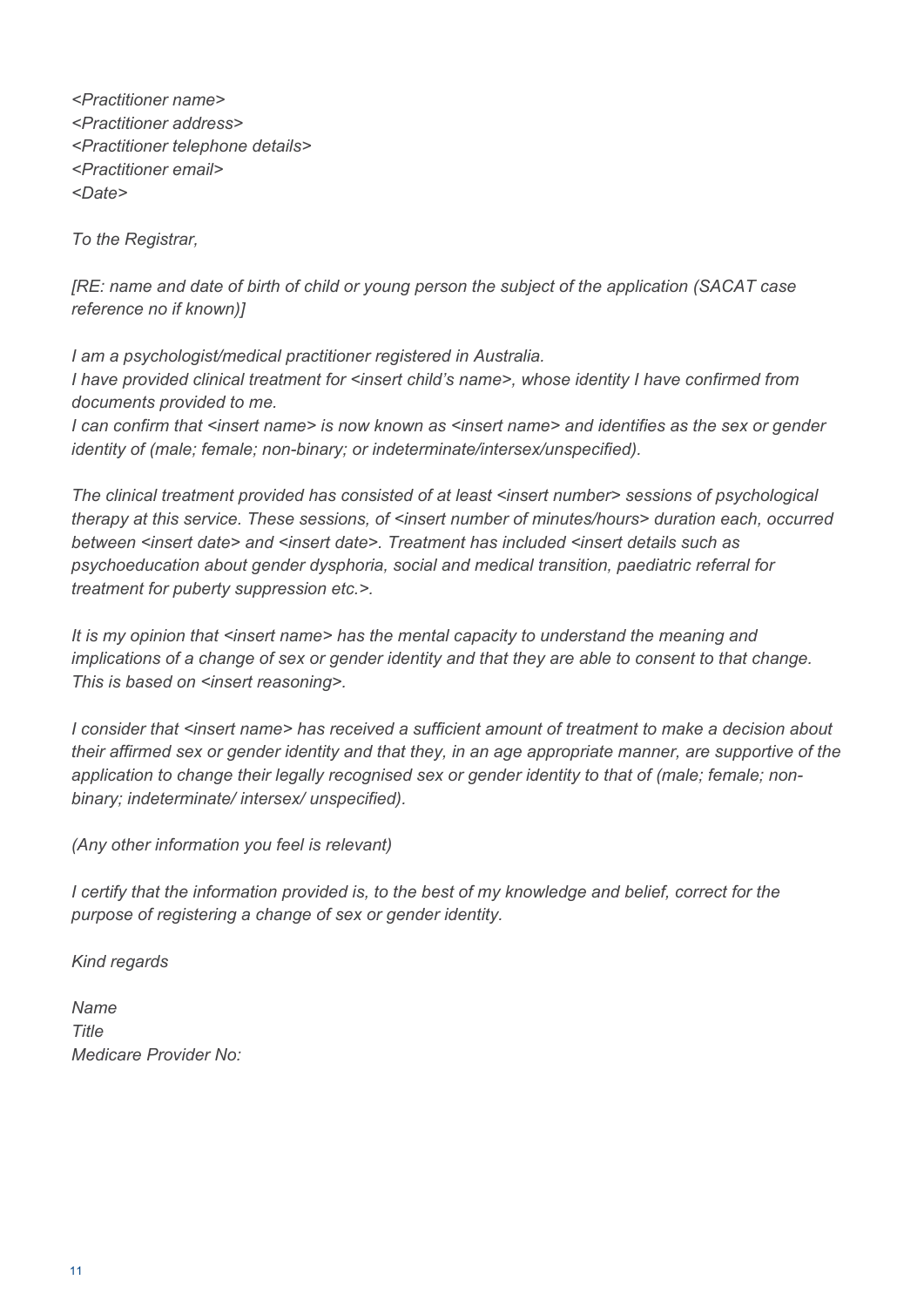*<Practitioner name>*
*<Practitioner address>*
*<Practitioner telephone details>*
*<Practitioner email>*
*<Date>*

*To the Registrar,*

*[RE: name and date of birth of child or young person the subject of the application (SACAT case reference no if known)]*

*I am a psychologist/medical practitioner registered in Australia.*
*I have provided clinical treatment for <insert child's name>, whose identity I have confirmed from documents provided to me.*
*I can confirm that <insert name> is now known as <insert name> and identifies as the sex or gender identity of (male; female; non-binary; or indeterminate/intersex/unspecified).*

*The clinical treatment provided has consisted of at least <insert number> sessions of psychological therapy at this service. These sessions, of <insert number of minutes/hours> duration each, occurred between <insert date> and <insert date>. Treatment has included <insert details such as psychoeducation about gender dysphoria, social and medical transition, paediatric referral for treatment for puberty suppression etc.>.*

*It is my opinion that <insert name> has the mental capacity to understand the meaning and implications of a change of sex or gender identity and that they are able to consent to that change. This is based on <insert reasoning>.*

*I consider that <insert name> has received a sufficient amount of treatment to make a decision about their affirmed sex or gender identity and that they, in an age appropriate manner, are supportive of the application to change their legally recognised sex or gender identity to that of (male; female; non-binary; indeterminate/ intersex/ unspecified).*

*(Any other information you feel is relevant)*

*I certify that the information provided is, to the best of my knowledge and belief, correct for the purpose of registering a change of sex or gender identity.*

*Kind regards*

*Name*
*Title*
*Medicare Provider No:*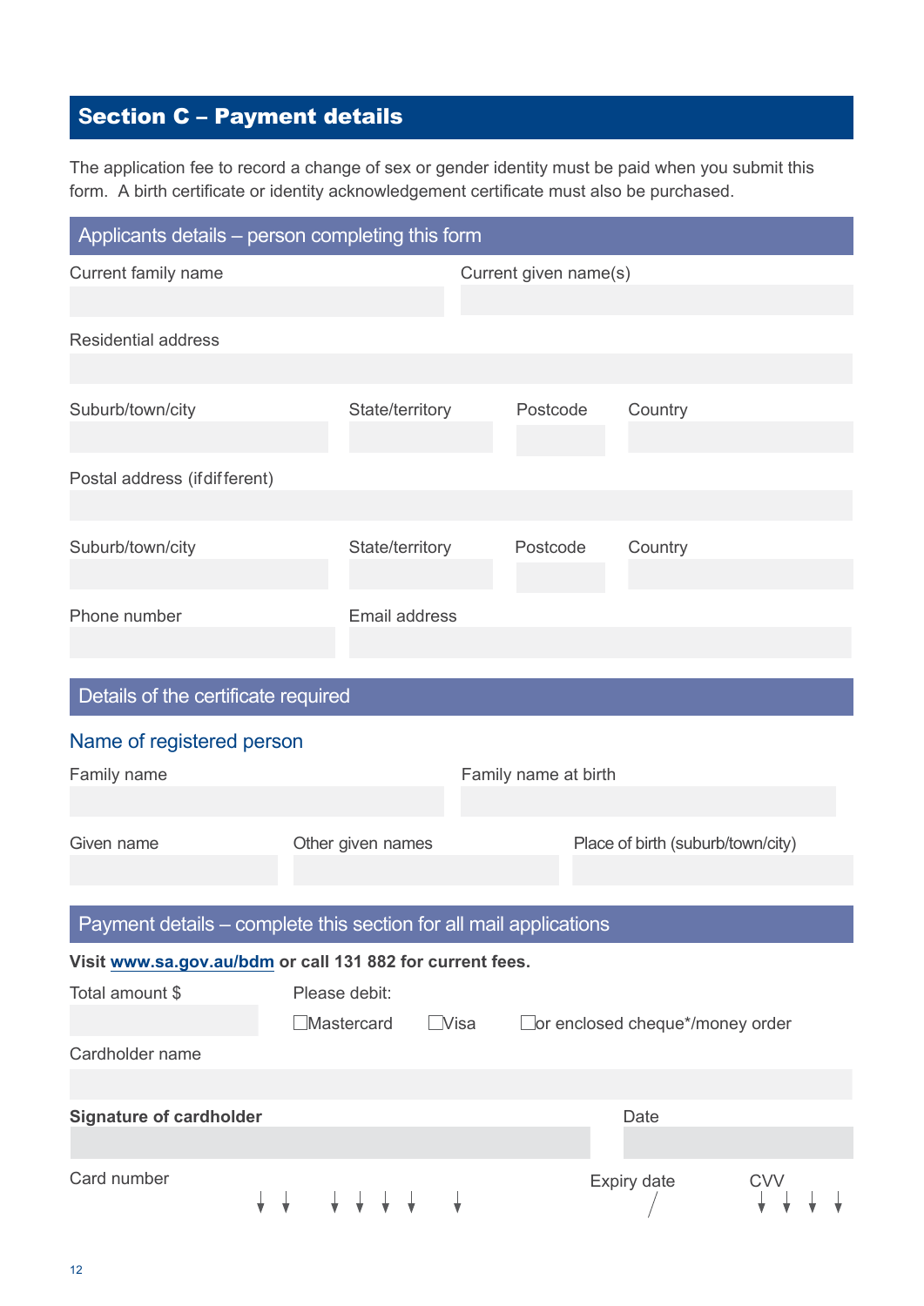## Section C – Payment details

The application fee to record a change of sex or gender identity must be paid when you submit this form. A birth certificate or identity acknowledgement certificate must also be purchased.

### Applicants details – person completing this form

Current family name

Current given name(s)

Residential address

Suburb/town/city | State/territory | Postcode | Country

Postal address (if different)

Suburb/town/city | State/territory | Postcode | Country

Phone number

Email address

### Details of the certificate required

#### Name of registered person

Family name

Family name at birth

Given name

Other given names

Place of birth (suburb/town/city)

### Payment details – complete this section for all mail applications

**Visit www.sa.gov.au/bdm or call 131 882 for current fees.**

Total amount $

Please debit:

☐ Mastercard ☐ Visa ☐ or enclosed cheque*/money order

Cardholder name

**Signature of cardholder**

Date

Card number

Expiry date /

CVV